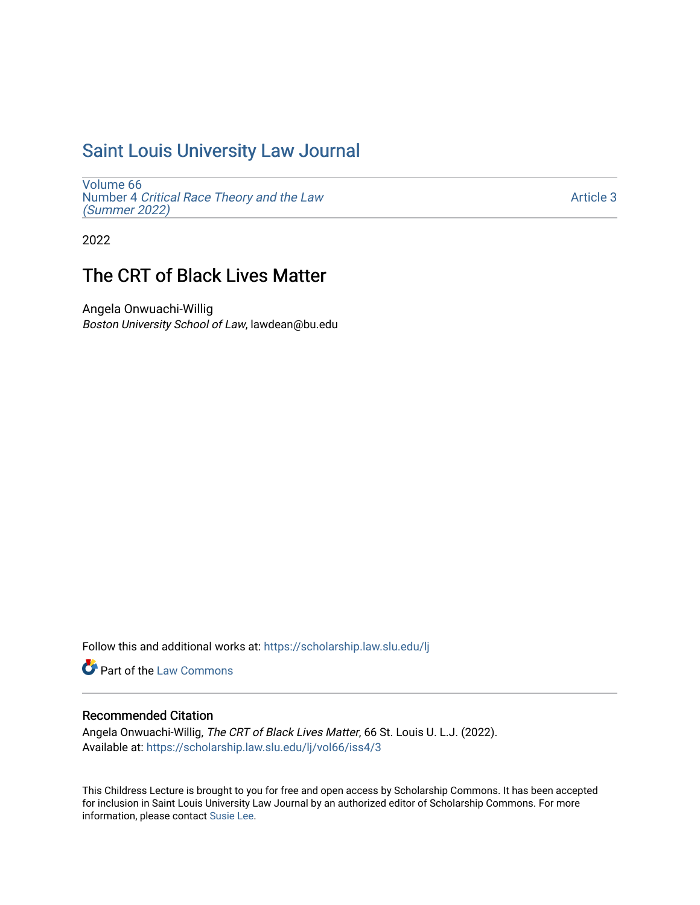# Saint Louis University Law Journal

Volume 66
Number 4 *Critical Race Theory and the Law (Summer 2022)*

Article 3

2022

## The CRT of Black Lives Matter

Angela Onwuachi-Willig
*Boston University School of Law*, lawdean@bu.edu

Follow this and additional works at: https://scholarship.law.slu.edu/lj

Part of the Law Commons

### Recommended Citation

Angela Onwuachi-Willig, *The CRT of Black Lives Matter*, 66 St. Louis U. L.J. (2022).
Available at: https://scholarship.law.slu.edu/lj/vol66/iss4/3

This Childress Lecture is brought to you for free and open access by Scholarship Commons. It has been accepted for inclusion in Saint Louis University Law Journal by an authorized editor of Scholarship Commons. For more information, please contact Susie Lee.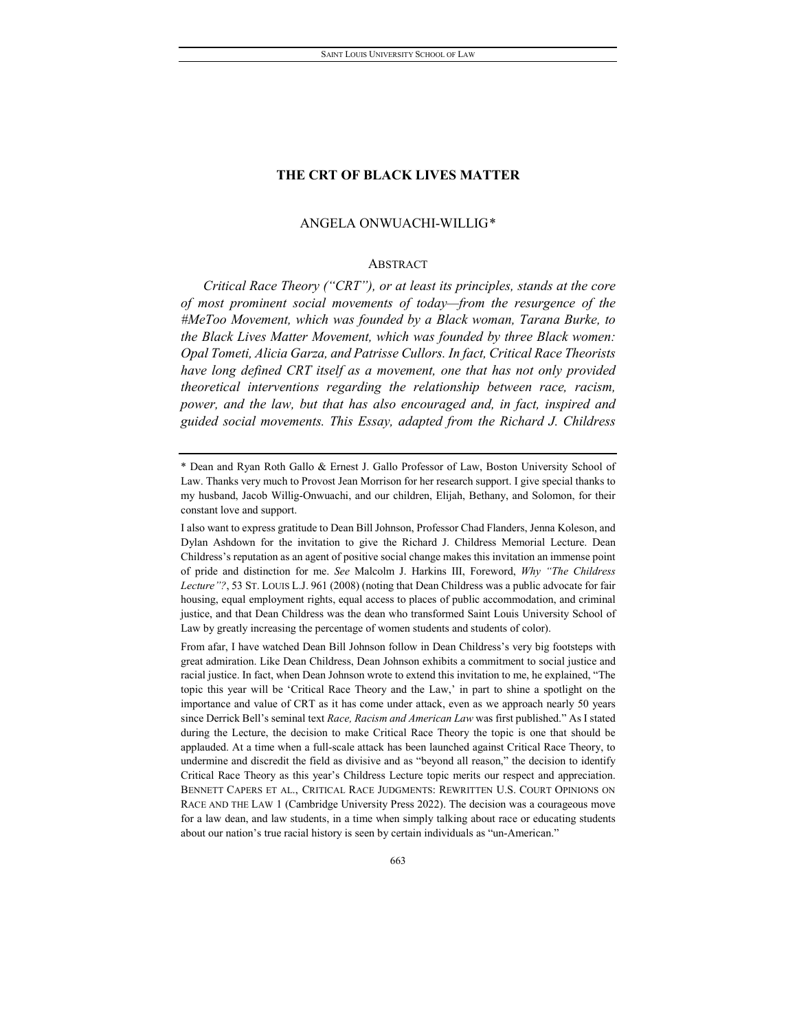# THE CRT OF BLACK LIVES MATTER

ANGELA ONWUACHI-WILLIG*

## ABSTRACT

*Critical Race Theory ("CRT"), or at least its principles, stands at the core of most prominent social movements of today—from the resurgence of the #MeToo Movement, which was founded by a Black woman, Tarana Burke, to the Black Lives Matter Movement, which was founded by three Black women: Opal Tometi, Alicia Garza, and Patrisse Cullors. In fact, Critical Race Theorists have long defined CRT itself as a movement, one that has not only provided theoretical interventions regarding the relationship between race, racism, power, and the law, but that has also encouraged and, in fact, inspired and guided social movements. This Essay, adapted from the Richard J. Childress*

---

\* Dean and Ryan Roth Gallo & Ernest J. Gallo Professor of Law, Boston University School of Law. Thanks very much to Provost Jean Morrison for her research support. I give special thanks to my husband, Jacob Willig-Onwuachi, and our children, Elijah, Bethany, and Solomon, for their constant love and support.

I also want to express gratitude to Dean Bill Johnson, Professor Chad Flanders, Jenna Koleson, and Dylan Ashdown for the invitation to give the Richard J. Childress Memorial Lecture. Dean Childress's reputation as an agent of positive social change makes this invitation an immense point of pride and distinction for me. *See* Malcolm J. Harkins III, Foreword, *Why "The Childress Lecture"?*, 53 ST. LOUIS L.J. 961 (2008) (noting that Dean Childress was a public advocate for fair housing, equal employment rights, equal access to places of public accommodation, and criminal justice, and that Dean Childress was the dean who transformed Saint Louis University School of Law by greatly increasing the percentage of women students and students of color).

From afar, I have watched Dean Bill Johnson follow in Dean Childress's very big footsteps with great admiration. Like Dean Childress, Dean Johnson exhibits a commitment to social justice and racial justice. In fact, when Dean Johnson wrote to extend this invitation to me, he explained, "The topic this year will be 'Critical Race Theory and the Law,' in part to shine a spotlight on the importance and value of CRT as it has come under attack, even as we approach nearly 50 years since Derrick Bell's seminal text *Race, Racism and American Law* was first published." As I stated during the Lecture, the decision to make Critical Race Theory the topic is one that should be applauded. At a time when a full-scale attack has been launched against Critical Race Theory, to undermine and discredit the field as divisive and as "beyond all reason," the decision to identify Critical Race Theory as this year's Childress Lecture topic merits our respect and appreciation. BENNETT CAPERS ET AL., CRITICAL RACE JUDGMENTS: REWRITTEN U.S. COURT OPINIONS ON RACE AND THE LAW 1 (Cambridge University Press 2022). The decision was a courageous move for a law dean, and law students, in a time when simply talking about race or educating students about our nation's true racial history is seen by certain individuals as "un-American."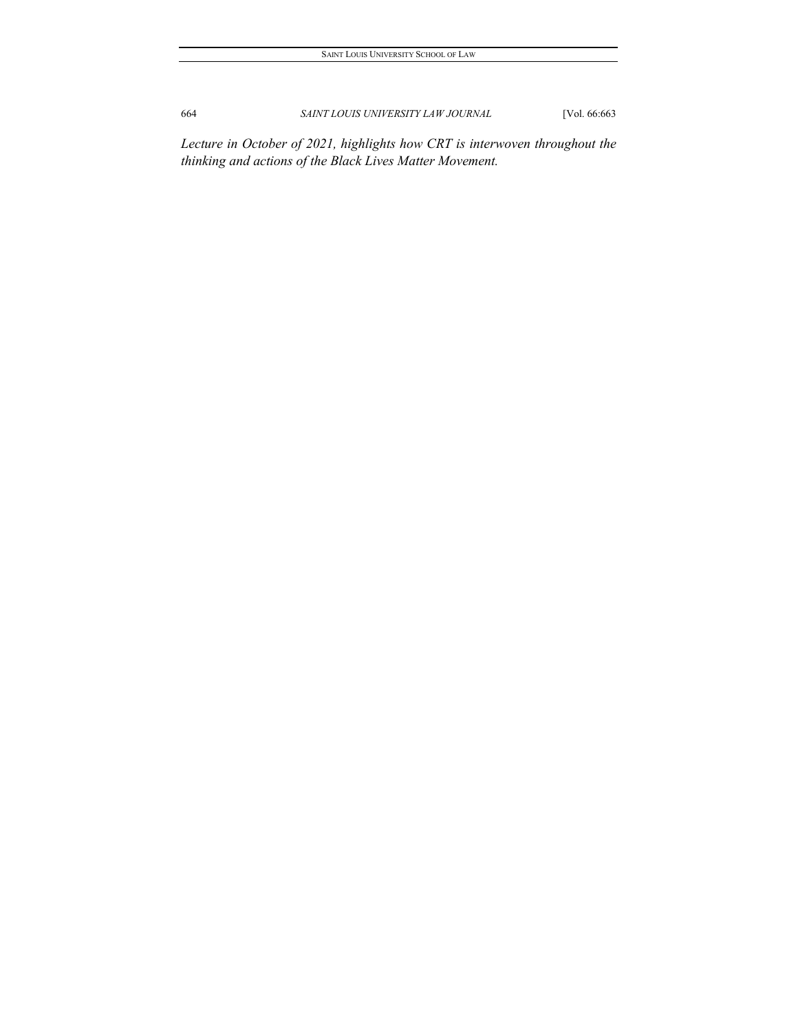*Lecture in October of 2021, highlights how CRT is interwoven throughout the thinking and actions of the Black Lives Matter Movement.*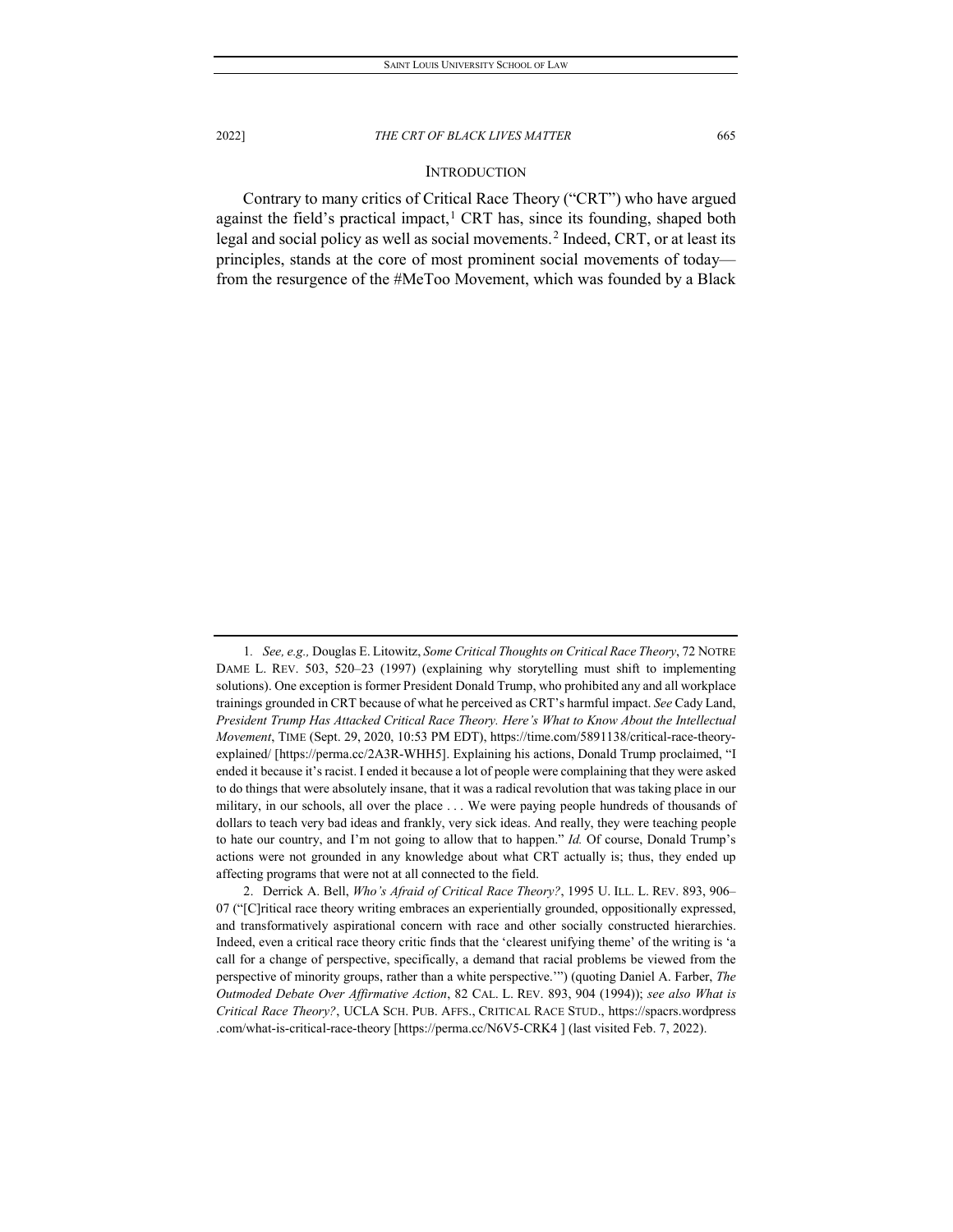## INTRODUCTION

Contrary to many critics of Critical Race Theory ("CRT") who have argued against the field's practical impact,[1] CRT has, since its founding, shaped both legal and social policy as well as social movements.[2] Indeed, CRT, or at least its principles, stands at the core of most prominent social movements of today—from the resurgence of the #MeToo Movement, which was founded by a Black

---

1. *See, e.g.,* Douglas E. Litowitz, *Some Critical Thoughts on Critical Race Theory*, 72 NOTRE DAME L. REV. 503, 520–23 (1997) (explaining why storytelling must shift to implementing solutions). One exception is former President Donald Trump, who prohibited any and all workplace trainings grounded in CRT because of what he perceived as CRT's harmful impact. *See* Cady Land, *President Trump Has Attacked Critical Race Theory. Here's What to Know About the Intellectual Movement*, TIME (Sept. 29, 2020, 10:53 PM EDT), https://time.com/5891138/critical-race-theory-explained/ [https://perma.cc/2A3R-WHH5]. Explaining his actions, Donald Trump proclaimed, "I ended it because it's racist. I ended it because a lot of people were complaining that they were asked to do things that were absolutely insane, that it was a radical revolution that was taking place in our military, in our schools, all over the place . . . We were paying people hundreds of thousands of dollars to teach very bad ideas and frankly, very sick ideas. And really, they were teaching people to hate our country, and I'm not going to allow that to happen." *Id.* Of course, Donald Trump's actions were not grounded in any knowledge about what CRT actually is; thus, they ended up affecting programs that were not at all connected to the field.

2. Derrick A. Bell, *Who's Afraid of Critical Race Theory?*, 1995 U. ILL. L. REV. 893, 906–07 ("[C]ritical race theory writing embraces an experientially grounded, oppositionally expressed, and transformatively aspirational concern with race and other socially constructed hierarchies. Indeed, even a critical race theory critic finds that the 'clearest unifying theme' of the writing is 'a call for a change of perspective, specifically, a demand that racial problems be viewed from the perspective of minority groups, rather than a white perspective.'") (quoting Daniel A. Farber, *The Outmoded Debate Over Affirmative Action*, 82 CAL. L. REV. 893, 904 (1994)); *see also What is Critical Race Theory?*, UCLA SCH. PUB. AFFS., CRITICAL RACE STUD., https://spacrs.wordpress.com/what-is-critical-race-theory [https://perma.cc/N6V5-CRK4 ] (last visited Feb. 7, 2022).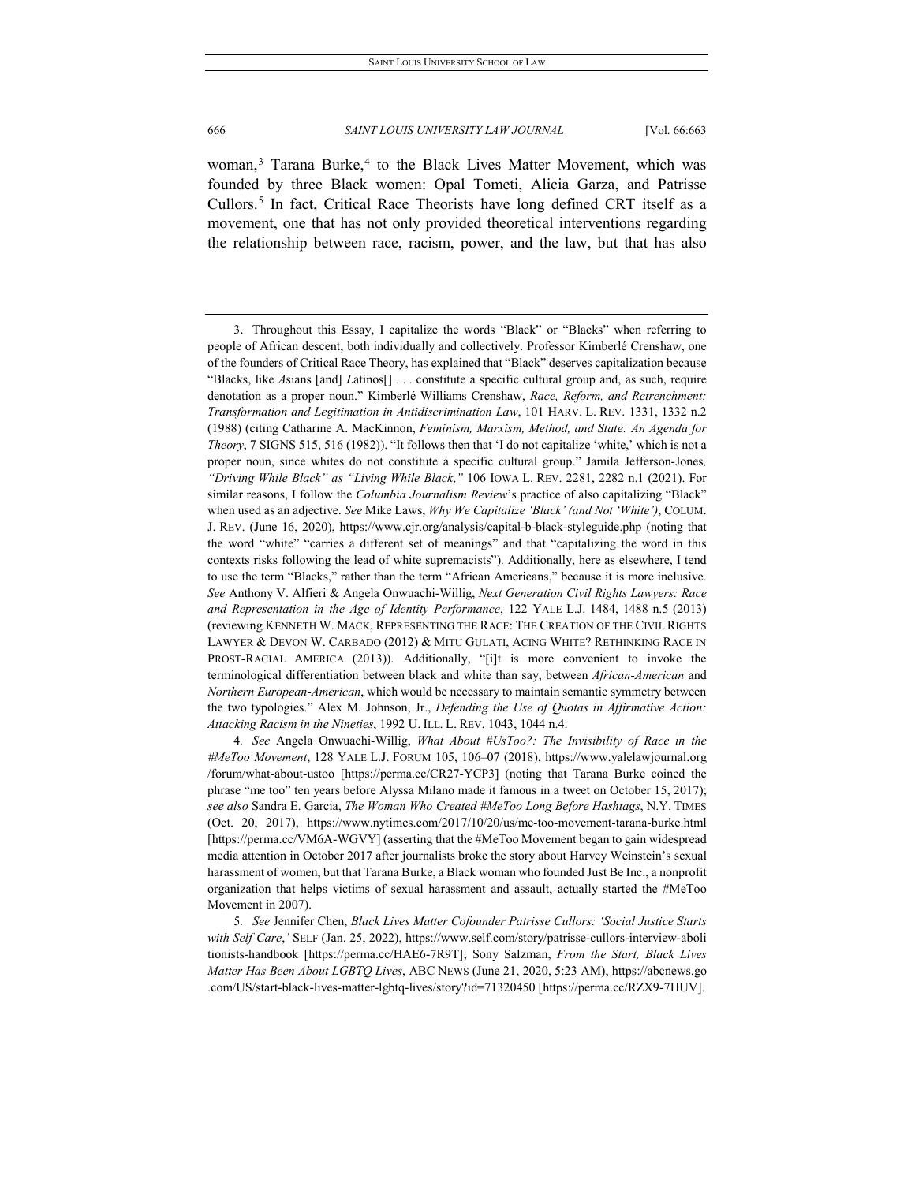woman,[3] Tarana Burke,[4] to the Black Lives Matter Movement, which was founded by three Black women: Opal Tometi, Alicia Garza, and Patrisse Cullors.[5] In fact, Critical Race Theorists have long defined CRT itself as a movement, one that has not only provided theoretical interventions regarding the relationship between race, racism, power, and the law, but that has also

---

3. Throughout this Essay, I capitalize the words "Black" or "Blacks" when referring to people of African descent, both individually and collectively. Professor Kimberlé Crenshaw, one of the founders of Critical Race Theory, has explained that "Black" deserves capitalization because "Blacks, like *A*sians [and] *L*atinos[] . . . constitute a specific cultural group and, as such, require denotation as a proper noun." Kimberlé Williams Crenshaw, *Race, Reform, and Retrenchment: Transformation and Legitimation in Antidiscrimination Law*, 101 HARV. L. REV. 1331, 1332 n.2 (1988) (citing Catharine A. MacKinnon, *Feminism, Marxism, Method, and State: An Agenda for Theory*, 7 SIGNS 515, 516 (1982)). "It follows then that 'I do not capitalize 'white,' which is not a proper noun, since whites do not constitute a specific cultural group." Jamila Jefferson-Jones*, "Driving While Black" as "Living While Black*,*"* 106 IOWA L. REV. 2281, 2282 n.1 (2021). For similar reasons, I follow the *Columbia Journalism Review*'s practice of also capitalizing "Black" when used as an adjective. *See* Mike Laws, *Why We Capitalize 'Black' (and Not 'White')*, COLUM. J. REV. (June 16, 2020), https://www.cjr.org/analysis/capital-b-black-styleguide.php (noting that the word "white" "carries a different set of meanings" and that "capitalizing the word in this contexts risks following the lead of white supremacists"). Additionally, here as elsewhere, I tend to use the term "Blacks," rather than the term "African Americans," because it is more inclusive. *See* Anthony V. Alfieri & Angela Onwuachi-Willig, *Next Generation Civil Rights Lawyers: Race and Representation in the Age of Identity Performance*, 122 YALE L.J. 1484, 1488 n.5 (2013) (reviewing KENNETH W. MACK, REPRESENTING THE RACE: THE CREATION OF THE CIVIL RIGHTS LAWYER & DEVON W. CARBADO (2012) & MITU GULATI, ACING WHITE? RETHINKING RACE IN PROST-RACIAL AMERICA (2013)). Additionally, "[i]t is more convenient to invoke the terminological differentiation between black and white than say, between *African-American* and *Northern European-American*, which would be necessary to maintain semantic symmetry between the two typologies." Alex M. Johnson, Jr., *Defending the Use of Quotas in Affirmative Action: Attacking Racism in the Nineties*, 1992 U. ILL. L. REV. 1043, 1044 n.4.

4. *See* Angela Onwuachi-Willig, *What About #UsToo?: The Invisibility of Race in the #MeToo Movement*, 128 YALE L.J. FORUM 105, 106–07 (2018), https://www.yalelawjournal.org/forum/what-about-ustoo [https://perma.cc/CR27-YCP3] (noting that Tarana Burke coined the phrase "me too" ten years before Alyssa Milano made it famous in a tweet on October 15, 2017); *see also* Sandra E. Garcia, *The Woman Who Created #MeToo Long Before Hashtags*, N.Y. TIMES (Oct. 20, 2017), https://www.nytimes.com/2017/10/20/us/me-too-movement-tarana-burke.html [https://perma.cc/VM6A-WGVY] (asserting that the #MeToo Movement began to gain widespread media attention in October 2017 after journalists broke the story about Harvey Weinstein's sexual harassment of women, but that Tarana Burke, a Black woman who founded Just Be Inc., a nonprofit organization that helps victims of sexual harassment and assault, actually started the #MeToo Movement in 2007).

5. *See* Jennifer Chen, *Black Lives Matter Cofounder Patrisse Cullors: 'Social Justice Starts with Self-Care*,*'* SELF (Jan. 25, 2022), https://www.self.com/story/patrisse-cullors-interview-abolitionists-handbook [https://perma.cc/HAE6-7R9T]; Sony Salzman, *From the Start, Black Lives Matter Has Been About LGBTQ Lives*, ABC NEWS (June 21, 2020, 5:23 AM), https://abcnews.go.com/US/start-black-lives-matter-lgbtq-lives/story?id=71320450 [https://perma.cc/RZX9-7HUV].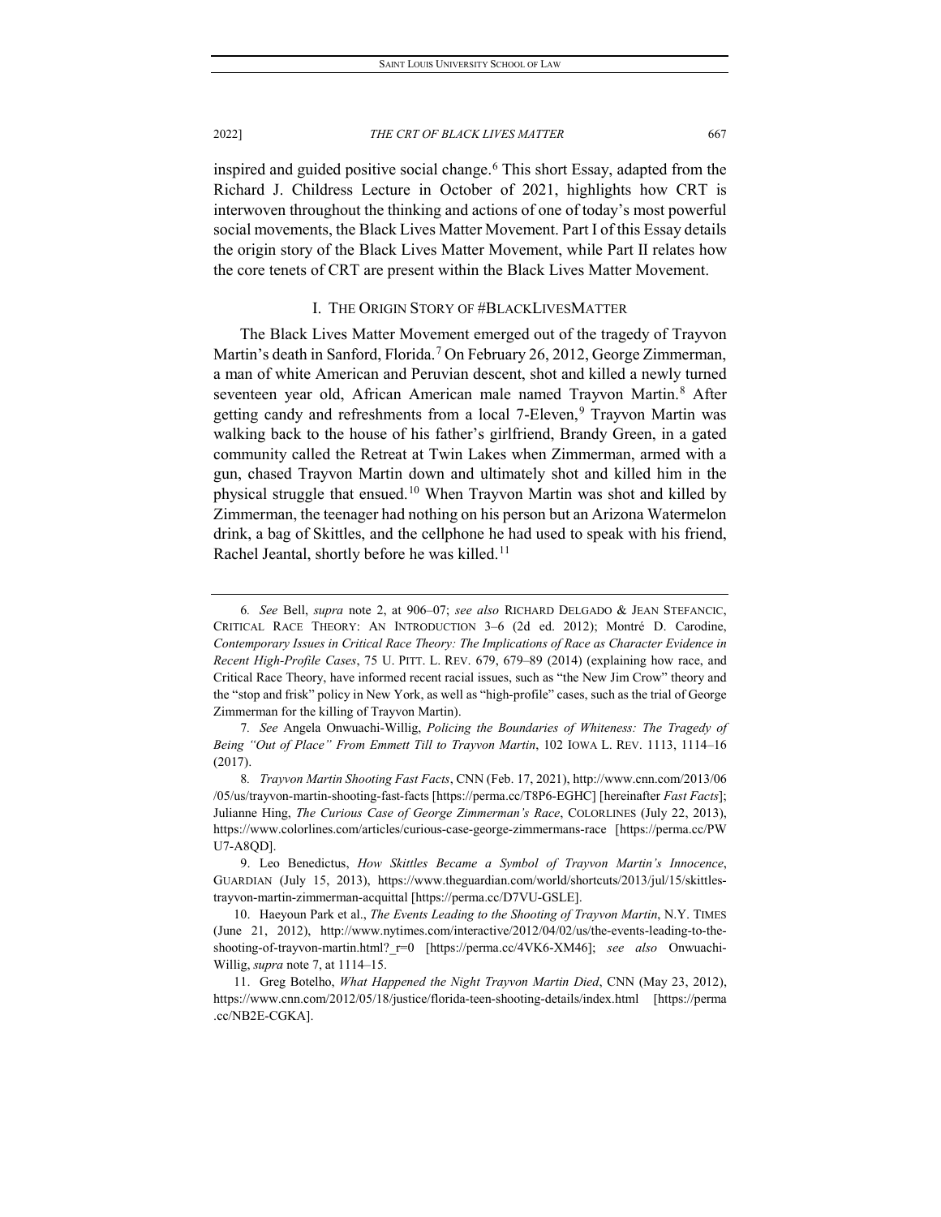inspired and guided positive social change.[6] This short Essay, adapted from the Richard J. Childress Lecture in October of 2021, highlights how CRT is interwoven throughout the thinking and actions of one of today's most powerful social movements, the Black Lives Matter Movement. Part I of this Essay details the origin story of the Black Lives Matter Movement, while Part II relates how the core tenets of CRT are present within the Black Lives Matter Movement.

## I. THE ORIGIN STORY OF #BLACKLIVESMATTER

The Black Lives Matter Movement emerged out of the tragedy of Trayvon Martin's death in Sanford, Florida.[7] On February 26, 2012, George Zimmerman, a man of white American and Peruvian descent, shot and killed a newly turned seventeen year old, African American male named Trayvon Martin.[8] After getting candy and refreshments from a local 7-Eleven,[9] Trayvon Martin was walking back to the house of his father's girlfriend, Brandy Green, in a gated community called the Retreat at Twin Lakes when Zimmerman, armed with a gun, chased Trayvon Martin down and ultimately shot and killed him in the physical struggle that ensued.[10] When Trayvon Martin was shot and killed by Zimmerman, the teenager had nothing on his person but an Arizona Watermelon drink, a bag of Skittles, and the cellphone he had used to speak with his friend, Rachel Jeantal, shortly before he was killed.[11]

---

6. *See* Bell, *supra* note 2, at 906–07; *see also* RICHARD DELGADO & JEAN STEFANCIC, CRITICAL RACE THEORY: AN INTRODUCTION 3–6 (2d ed. 2012); Montré D. Carodine, *Contemporary Issues in Critical Race Theory: The Implications of Race as Character Evidence in Recent High-Profile Cases*, 75 U. PITT. L. REV. 679, 679–89 (2014) (explaining how race, and Critical Race Theory, have informed recent racial issues, such as "the New Jim Crow" theory and the "stop and frisk" policy in New York, as well as "high-profile" cases, such as the trial of George Zimmerman for the killing of Trayvon Martin).

7. *See* Angela Onwuachi-Willig, *Policing the Boundaries of Whiteness: The Tragedy of Being "Out of Place" From Emmett Till to Trayvon Martin*, 102 IOWA L. REV. 1113, 1114–16 (2017).

8. *Trayvon Martin Shooting Fast Facts*, CNN (Feb. 17, 2021), http://www.cnn.com/2013/06/05/us/trayvon-martin-shooting-fast-facts [https://perma.cc/T8P6-EGHC] [hereinafter *Fast Facts*]; Julianne Hing, *The Curious Case of George Zimmerman's Race*, COLORLINES (July 22, 2013), https://www.colorlines.com/articles/curious-case-george-zimmermans-race [https://perma.cc/PWU7-A8QD].

9. Leo Benedictus, *How Skittles Became a Symbol of Trayvon Martin's Innocence*, GUARDIAN (July 15, 2013), https://www.theguardian.com/world/shortcuts/2013/jul/15/skittles-trayvon-martin-zimmerman-acquittal [https://perma.cc/D7VU-GSLE].

10. Haeyoun Park et al., *The Events Leading to the Shooting of Trayvon Martin*, N.Y. TIMES (June 21, 2012), http://www.nytimes.com/interactive/2012/04/02/us/the-events-leading-to-the-shooting-of-trayvon-martin.html?_r=0 [https://perma.cc/4VK6-XM46]; *see also* Onwuachi-Willig, *supra* note 7, at 1114–15.

11. Greg Botelho, *What Happened the Night Trayvon Martin Died*, CNN (May 23, 2012), https://www.cnn.com/2012/05/18/justice/florida-teen-shooting-details/index.html [https://perma.cc/NB2E-CGKA].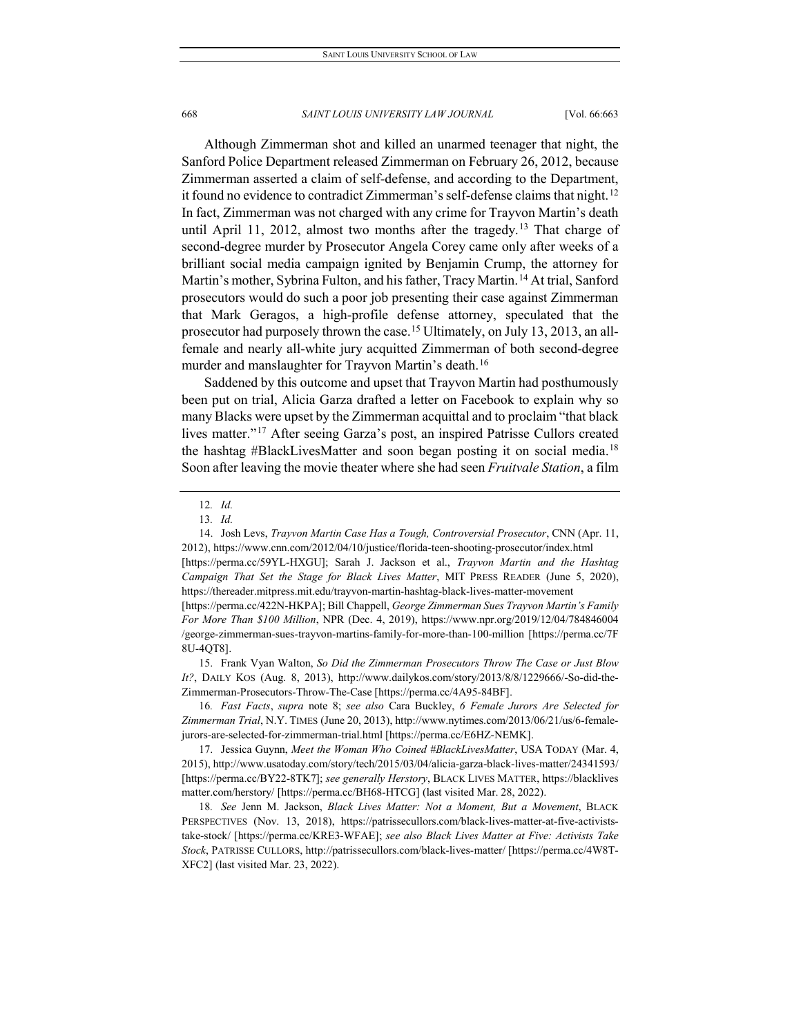Although Zimmerman shot and killed an unarmed teenager that night, the Sanford Police Department released Zimmerman on February 26, 2012, because Zimmerman asserted a claim of self-defense, and according to the Department, it found no evidence to contradict Zimmerman's self-defense claims that night.[12] In fact, Zimmerman was not charged with any crime for Trayvon Martin's death until April 11, 2012, almost two months after the tragedy.[13] That charge of second-degree murder by Prosecutor Angela Corey came only after weeks of a brilliant social media campaign ignited by Benjamin Crump, the attorney for Martin's mother, Sybrina Fulton, and his father, Tracy Martin.[14] At trial, Sanford prosecutors would do such a poor job presenting their case against Zimmerman that Mark Geragos, a high-profile defense attorney, speculated that the prosecutor had purposely thrown the case.[15] Ultimately, on July 13, 2013, an all-female and nearly all-white jury acquitted Zimmerman of both second-degree murder and manslaughter for Trayvon Martin's death.[16]

Saddened by this outcome and upset that Trayvon Martin had posthumously been put on trial, Alicia Garza drafted a letter on Facebook to explain why so many Blacks were upset by the Zimmerman acquittal and to proclaim "that black lives matter."[17] After seeing Garza's post, an inspired Patrisse Cullors created the hashtag #BlackLivesMatter and soon began posting it on social media.[18] Soon after leaving the movie theater where she had seen *Fruitvale Station*, a film

---

12. *Id.*

13. *Id.*

14. Josh Levs, *Trayvon Martin Case Has a Tough, Controversial Prosecutor*, CNN (Apr. 11, 2012), https://www.cnn.com/2012/04/10/justice/florida-teen-shooting-prosecutor/index.html [https://perma.cc/59YL-HXGU]; Sarah J. Jackson et al., *Trayvon Martin and the Hashtag Campaign That Set the Stage for Black Lives Matter*, MIT PRESS READER (June 5, 2020), https://thereader.mitpress.mit.edu/trayvon-martin-hashtag-black-lives-matter-movement [https://perma.cc/422N-HKPA]; Bill Chappell, *George Zimmerman Sues Trayvon Martin's Family For More Than $100 Million*, NPR (Dec. 4, 2019), https://www.npr.org/2019/12/04/784846004/george-zimmerman-sues-trayvon-martins-family-for-more-than-100-million [https://perma.cc/7F8U-4QT8].

15. Frank Vyan Walton, *So Did the Zimmerman Prosecutors Throw The Case or Just Blow It?*, DAILY KOS (Aug. 8, 2013), http://www.dailykos.com/story/2013/8/8/1229666/-So-did-the-Zimmerman-Prosecutors-Throw-The-Case [https://perma.cc/4A95-84BF].

16. *Fast Facts*, *supra* note 8; *see also* Cara Buckley, *6 Female Jurors Are Selected for Zimmerman Trial*, N.Y. TIMES (June 20, 2013), http://www.nytimes.com/2013/06/21/us/6-female-jurors-are-selected-for-zimmerman-trial.html [https://perma.cc/E6HZ-NEMK].

17. Jessica Guynn, *Meet the Woman Who Coined #BlackLivesMatter*, USA TODAY (Mar. 4, 2015), http://www.usatoday.com/story/tech/2015/03/04/alicia-garza-black-lives-matter/24341593/ [https://perma.cc/BY22-8TK7]; *see generally Herstory*, BLACK LIVES MATTER, https://blacklivesmatter.com/herstory/ [https://perma.cc/BH68-HTCG] (last visited Mar. 28, 2022).

18. *See* Jenn M. Jackson, *Black Lives Matter: Not a Moment, But a Movement*, BLACK PERSPECTIVES (Nov. 13, 2018), https://patrissecullors.com/black-lives-matter-at-five-activists-take-stock/ [https://perma.cc/KRE3-WFAE]; *see also Black Lives Matter at Five: Activists Take Stock*, PATRISSE CULLORS, http://patrissecullors.com/black-lives-matter/ [https://perma.cc/4W8T-XFC2] (last visited Mar. 23, 2022).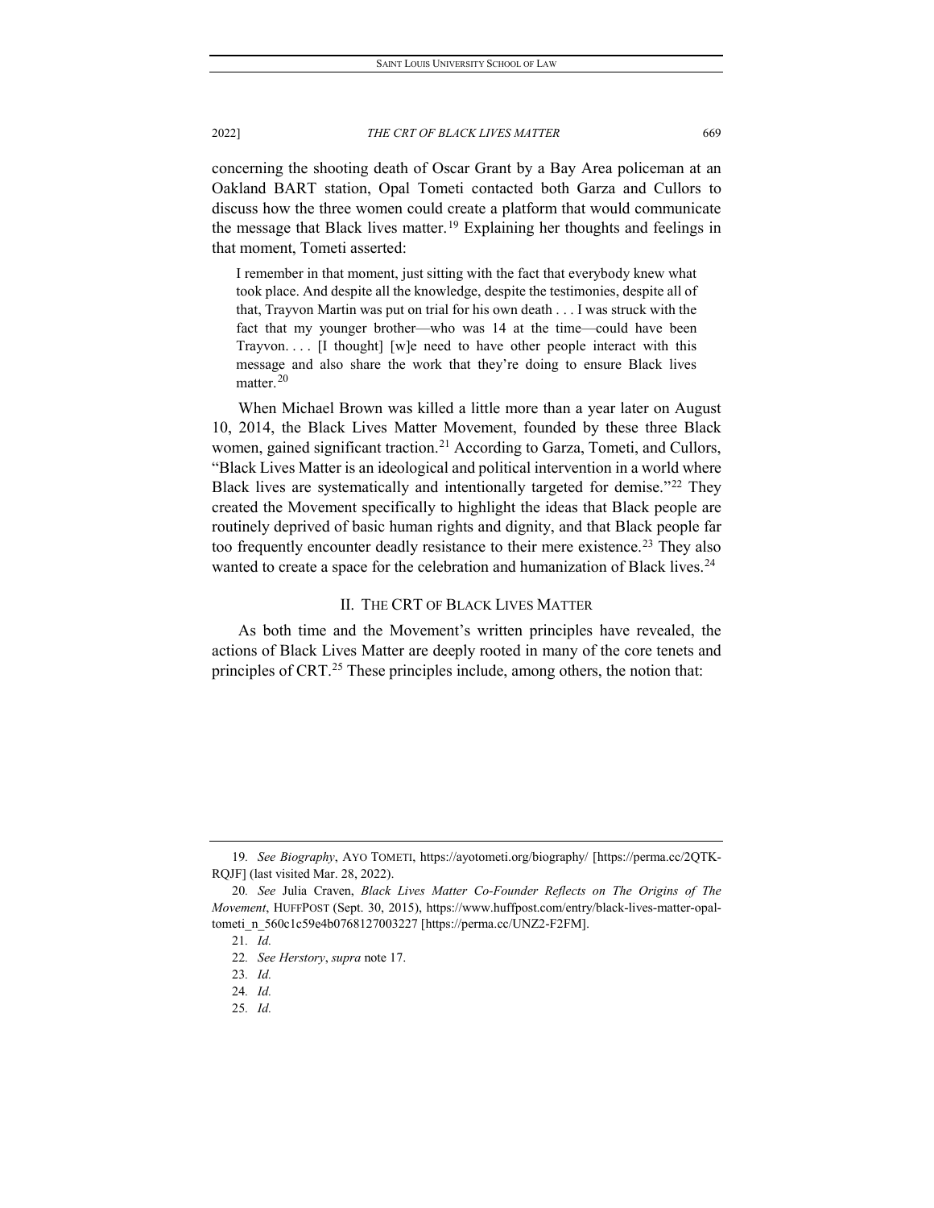concerning the shooting death of Oscar Grant by a Bay Area policeman at an Oakland BART station, Opal Tometi contacted both Garza and Cullors to discuss how the three women could create a platform that would communicate the message that Black lives matter.[19] Explaining her thoughts and feelings in that moment, Tometi asserted:

> I remember in that moment, just sitting with the fact that everybody knew what took place. And despite all the knowledge, despite the testimonies, despite all of that, Trayvon Martin was put on trial for his own death . . . I was struck with the fact that my younger brother—who was 14 at the time—could have been Trayvon. . . . [I thought] [w]e need to have other people interact with this message and also share the work that they're doing to ensure Black lives matter.[20]

When Michael Brown was killed a little more than a year later on August 10, 2014, the Black Lives Matter Movement, founded by these three Black women, gained significant traction.[21] According to Garza, Tometi, and Cullors, "Black Lives Matter is an ideological and political intervention in a world where Black lives are systematically and intentionally targeted for demise."[22] They created the Movement specifically to highlight the ideas that Black people are routinely deprived of basic human rights and dignity, and that Black people far too frequently encounter deadly resistance to their mere existence.[23] They also wanted to create a space for the celebration and humanization of Black lives.[24]

## II. THE CRT OF BLACK LIVES MATTER

As both time and the Movement's written principles have revealed, the actions of Black Lives Matter are deeply rooted in many of the core tenets and principles of CRT.[25] These principles include, among others, the notion that:

---

19. *See Biography*, AYO TOMETI, https://ayotometi.org/biography/ [https://perma.cc/2QTK-RQJF] (last visited Mar. 28, 2022).

20. *See* Julia Craven, *Black Lives Matter Co-Founder Reflects on The Origins of The Movement*, HUFFPOST (Sept. 30, 2015), https://www.huffpost.com/entry/black-lives-matter-opal-tometi_n_560c1c59e4b0768127003227 [https://perma.cc/UNZ2-F2FM].

21. *Id.*

22. *See Herstory*, *supra* note 17.

23. *Id.*

24. *Id.*

25. *Id.*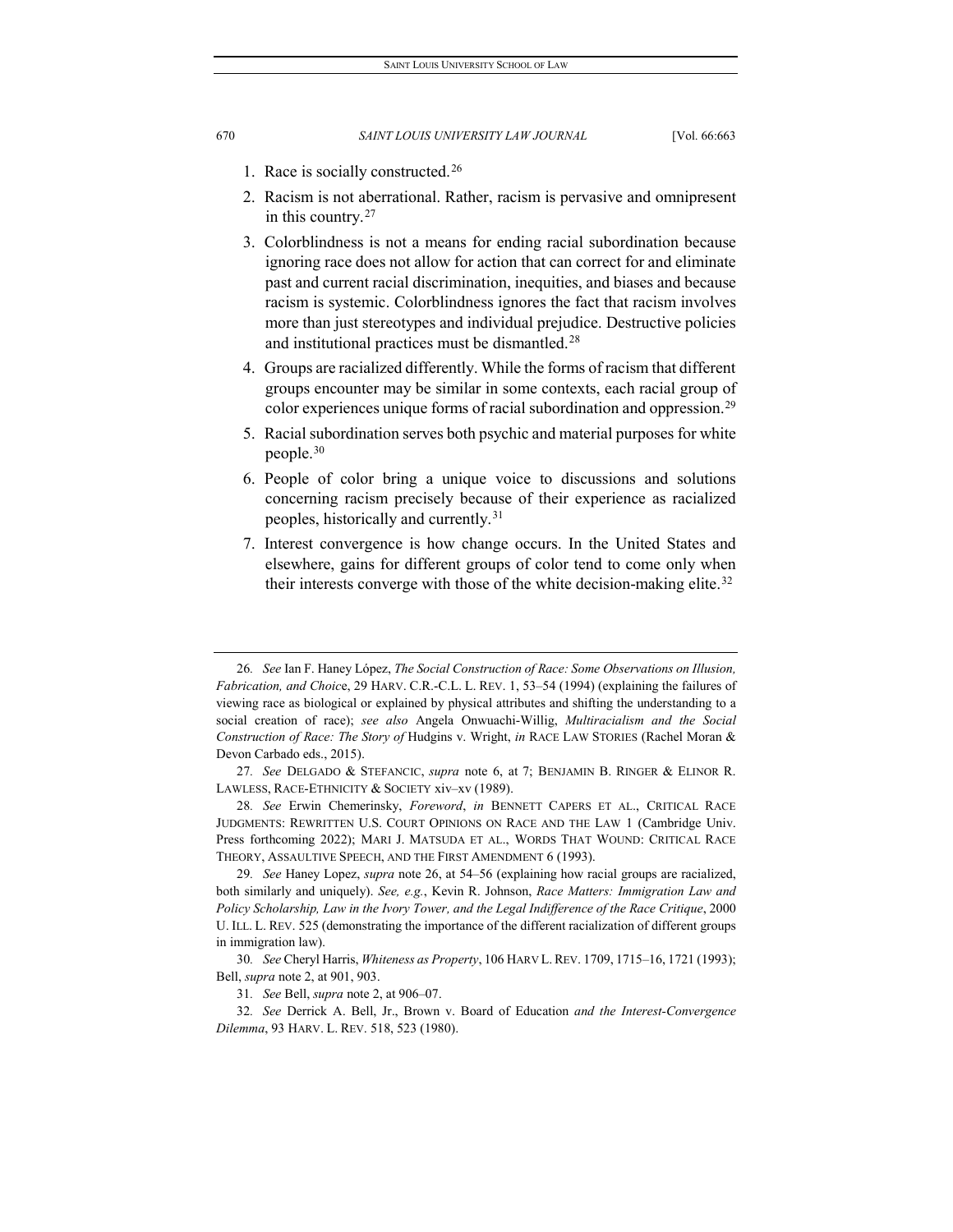1. Race is socially constructed.[26]
2. Racism is not aberrational. Rather, racism is pervasive and omnipresent in this country.[27]
3. Colorblindness is not a means for ending racial subordination because ignoring race does not allow for action that can correct for and eliminate past and current racial discrimination, inequities, and biases and because racism is systemic. Colorblindness ignores the fact that racism involves more than just stereotypes and individual prejudice. Destructive policies and institutional practices must be dismantled.[28]
4. Groups are racialized differently. While the forms of racism that different groups encounter may be similar in some contexts, each racial group of color experiences unique forms of racial subordination and oppression.[29]
5. Racial subordination serves both psychic and material purposes for white people.[30]
6. People of color bring a unique voice to discussions and solutions concerning racism precisely because of their experience as racialized peoples, historically and currently.[31]
7. Interest convergence is how change occurs. In the United States and elsewhere, gains for different groups of color tend to come only when their interests converge with those of the white decision-making elite.[32]

---

26. *See* Ian F. Haney López, *The Social Construction of Race: Some Observations on Illusion, Fabrication, and Choice*, 29 HARV. C.R.-C.L. L. REV. 1, 53–54 (1994) (explaining the failures of viewing race as biological or explained by physical attributes and shifting the understanding to a social creation of race); *see also* Angela Onwuachi-Willig, *Multiracialism and the Social Construction of Race: The Story of* Hudgins v. Wright, *in* RACE LAW STORIES (Rachel Moran & Devon Carbado eds., 2015).

27. *See* DELGADO & STEFANCIC, *supra* note 6, at 7; BENJAMIN B. RINGER & ELINOR R. LAWLESS, RACE-ETHNICITY & SOCIETY xiv–xv (1989).

28. *See* Erwin Chemerinsky, *Foreword*, *in* BENNETT CAPERS ET AL., CRITICAL RACE JUDGMENTS: REWRITTEN U.S. COURT OPINIONS ON RACE AND THE LAW 1 (Cambridge Univ. Press forthcoming 2022); MARI J. MATSUDA ET AL., WORDS THAT WOUND: CRITICAL RACE THEORY, ASSAULTIVE SPEECH, AND THE FIRST AMENDMENT 6 (1993).

29. *See* Haney Lopez, *supra* note 26, at 54–56 (explaining how racial groups are racialized, both similarly and uniquely). *See, e.g.*, Kevin R. Johnson, *Race Matters: Immigration Law and Policy Scholarship, Law in the Ivory Tower, and the Legal Indifference of the Race Critique*, 2000 U. ILL. L. REV. 525 (demonstrating the importance of the different racialization of different groups in immigration law).

30. *See* Cheryl Harris, *Whiteness as Property*, 106 HARV L. REV. 1709, 1715–16, 1721 (1993); Bell, *supra* note 2, at 901, 903.

31. *See* Bell, *supra* note 2, at 906–07.

32. *See* Derrick A. Bell, Jr., Brown v. Board of Education *and the Interest-Convergence Dilemma*, 93 HARV. L. REV. 518, 523 (1980).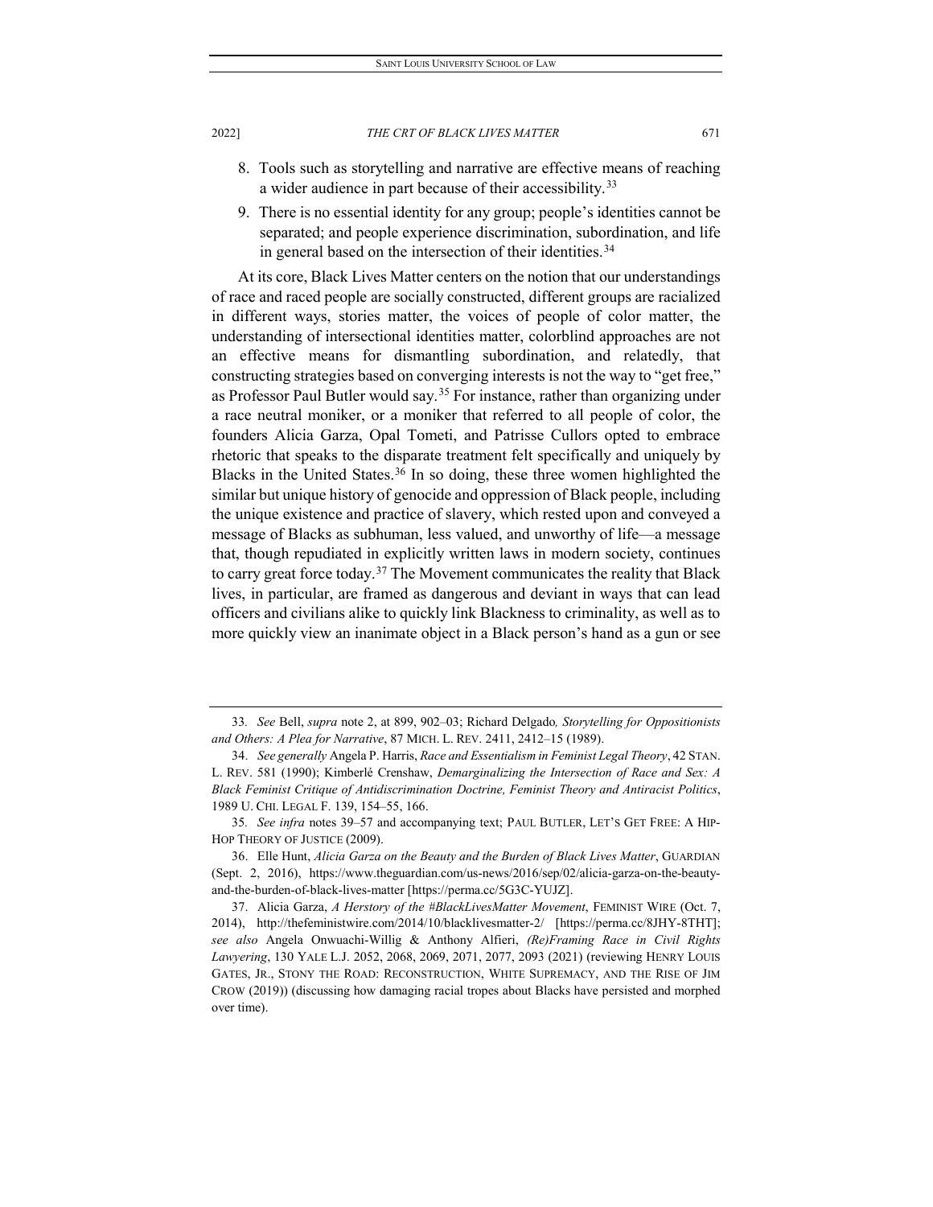8. Tools such as storytelling and narrative are effective means of reaching a wider audience in part because of their accessibility.[33]
9. There is no essential identity for any group; people's identities cannot be separated; and people experience discrimination, subordination, and life in general based on the intersection of their identities.[34]

At its core, Black Lives Matter centers on the notion that our understandings of race and raced people are socially constructed, different groups are racialized in different ways, stories matter, the voices of people of color matter, the understanding of intersectional identities matter, colorblind approaches are not an effective means for dismantling subordination, and relatedly, that constructing strategies based on converging interests is not the way to "get free," as Professor Paul Butler would say.[35] For instance, rather than organizing under a race neutral moniker, or a moniker that referred to all people of color, the founders Alicia Garza, Opal Tometi, and Patrisse Cullors opted to embrace rhetoric that speaks to the disparate treatment felt specifically and uniquely by Blacks in the United States.[36] In so doing, these three women highlighted the similar but unique history of genocide and oppression of Black people, including the unique existence and practice of slavery, which rested upon and conveyed a message of Blacks as subhuman, less valued, and unworthy of life—a message that, though repudiated in explicitly written laws in modern society, continues to carry great force today.[37] The Movement communicates the reality that Black lives, in particular, are framed as dangerous and deviant in ways that can lead officers and civilians alike to quickly link Blackness to criminality, as well as to more quickly view an inanimate object in a Black person's hand as a gun or see

---

33. *See* Bell, *supra* note 2, at 899, 902–03; Richard Delgado*, Storytelling for Oppositionists and Others: A Plea for Narrative*, 87 MICH. L. REV. 2411, 2412–15 (1989).

34. *See generally* Angela P. Harris, *Race and Essentialism in Feminist Legal Theory*, 42 STAN. L. REV. 581 (1990); Kimberlé Crenshaw, *Demarginalizing the Intersection of Race and Sex: A Black Feminist Critique of Antidiscrimination Doctrine, Feminist Theory and Antiracist Politics*, 1989 U. CHI. LEGAL F. 139, 154–55, 166.

35. *See infra* notes 39–57 and accompanying text; PAUL BUTLER, LET'S GET FREE: A HIP-HOP THEORY OF JUSTICE (2009).

36. Elle Hunt, *Alicia Garza on the Beauty and the Burden of Black Lives Matter*, GUARDIAN (Sept. 2, 2016), https://www.theguardian.com/us-news/2016/sep/02/alicia-garza-on-the-beauty-and-the-burden-of-black-lives-matter [https://perma.cc/5G3C-YUJZ].

37. Alicia Garza, *A Herstory of the #BlackLivesMatter Movement*, FEMINIST WIRE (Oct. 7, 2014), http://thefeministwire.com/2014/10/blacklivesmatter-2/ [https://perma.cc/8JHY-8THT]; *see also* Angela Onwuachi-Willig & Anthony Alfieri, *(Re)Framing Race in Civil Rights Lawyering*, 130 YALE L.J. 2052, 2068, 2069, 2071, 2077, 2093 (2021) (reviewing HENRY LOUIS GATES, JR., STONY THE ROAD: RECONSTRUCTION, WHITE SUPREMACY, AND THE RISE OF JIM CROW (2019)) (discussing how damaging racial tropes about Blacks have persisted and morphed over time).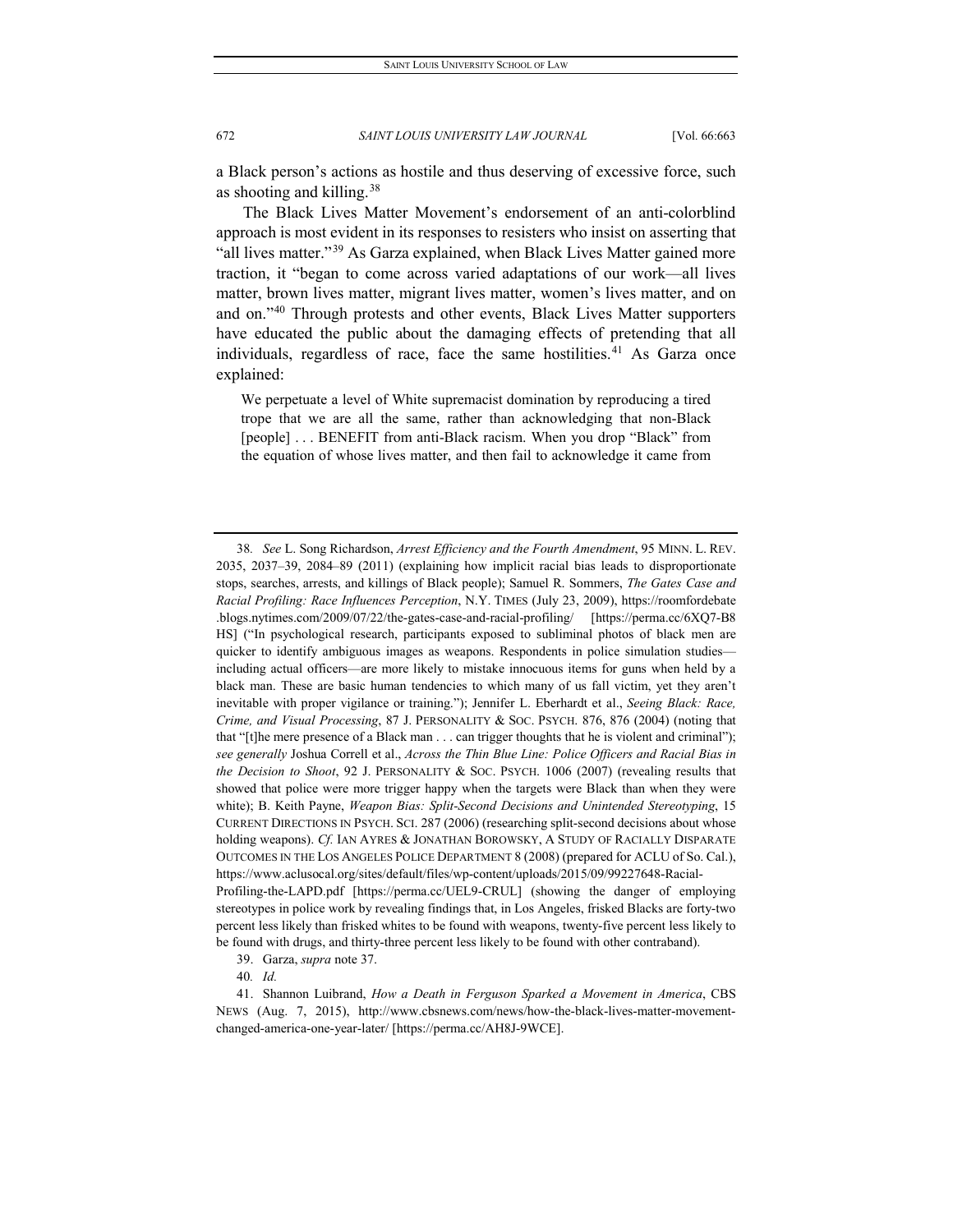a Black person's actions as hostile and thus deserving of excessive force, such as shooting and killing.[38]

The Black Lives Matter Movement's endorsement of an anti-colorblind approach is most evident in its responses to resisters who insist on asserting that "all lives matter."[39] As Garza explained, when Black Lives Matter gained more traction, it "began to come across varied adaptations of our work—all lives matter, brown lives matter, migrant lives matter, women's lives matter, and on and on."[40] Through protests and other events, Black Lives Matter supporters have educated the public about the damaging effects of pretending that all individuals, regardless of race, face the same hostilities.[41] As Garza once explained:

> We perpetuate a level of White supremacist domination by reproducing a tired trope that we are all the same, rather than acknowledging that non-Black [people] . . . BENEFIT from anti-Black racism. When you drop "Black" from the equation of whose lives matter, and then fail to acknowledge it came from

---

38. *See* L. Song Richardson, *Arrest Efficiency and the Fourth Amendment*, 95 MINN. L. REV. 2035, 2037–39, 2084–89 (2011) (explaining how implicit racial bias leads to disproportionate stops, searches, arrests, and killings of Black people); Samuel R. Sommers, *The Gates Case and Racial Profiling: Race Influences Perception*, N.Y. TIMES (July 23, 2009), https://roomfordebate.blogs.nytimes.com/2009/07/22/the-gates-case-and-racial-profiling/ [https://perma.cc/6XQ7-B8HS] ("In psychological research, participants exposed to subliminal photos of black men are quicker to identify ambiguous images as weapons. Respondents in police simulation studies—including actual officers—are more likely to mistake innocuous items for guns when held by a black man. These are basic human tendencies to which many of us fall victim, yet they aren't inevitable with proper vigilance or training."); Jennifer L. Eberhardt et al., *Seeing Black: Race, Crime, and Visual Processing*, 87 J. PERSONALITY & SOC. PSYCH. 876, 876 (2004) (noting that that "[t]he mere presence of a Black man . . . can trigger thoughts that he is violent and criminal"); *see generally* Joshua Correll et al., *Across the Thin Blue Line: Police Officers and Racial Bias in the Decision to Shoot*, 92 J. PERSONALITY & SOC. PSYCH. 1006 (2007) (revealing results that showed that police were more trigger happy when the targets were Black than when they were white); B. Keith Payne, *Weapon Bias: Split-Second Decisions and Unintended Stereotyping*, 15 CURRENT DIRECTIONS IN PSYCH. SCI. 287 (2006) (researching split-second decisions about whose holding weapons). *Cf.* IAN AYRES & JONATHAN BOROWSKY, A STUDY OF RACIALLY DISPARATE OUTCOMES IN THE LOS ANGELES POLICE DEPARTMENT 8 (2008) (prepared for ACLU of So. Cal.), https://www.aclusocal.org/sites/default/files/wp-content/uploads/2015/09/99227648-Racial-Profiling-the-LAPD.pdf [https://perma.cc/UEL9-CRUL] (showing the danger of employing stereotypes in police work by revealing findings that, in Los Angeles, frisked Blacks are forty-two percent less likely than frisked whites to be found with weapons, twenty-five percent less likely to be found with drugs, and thirty-three percent less likely to be found with other contraband).

39. Garza, *supra* note 37.

40. *Id.*

41. Shannon Luibrand, *How a Death in Ferguson Sparked a Movement in America*, CBS NEWS (Aug. 7, 2015), http://www.cbsnews.com/news/how-the-black-lives-matter-movement-changed-america-one-year-later/ [https://perma.cc/AH8J-9WCE].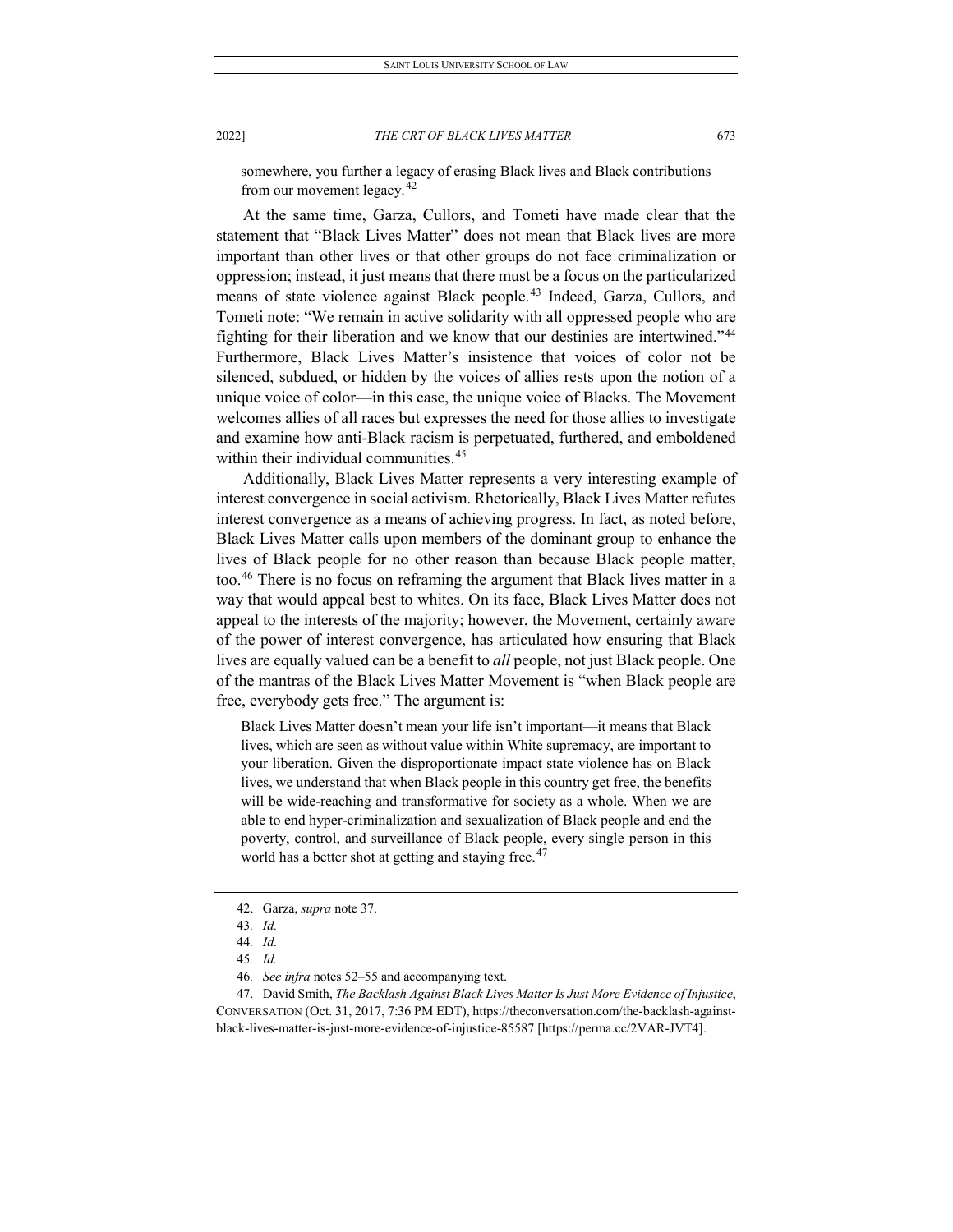somewhere, you further a legacy of erasing Black lives and Black contributions from our movement legacy.[42]

At the same time, Garza, Cullors, and Tometi have made clear that the statement that "Black Lives Matter" does not mean that Black lives are more important than other lives or that other groups do not face criminalization or oppression; instead, it just means that there must be a focus on the particularized means of state violence against Black people.[43] Indeed, Garza, Cullors, and Tometi note: "We remain in active solidarity with all oppressed people who are fighting for their liberation and we know that our destinies are intertwined."[44] Furthermore, Black Lives Matter's insistence that voices of color not be silenced, subdued, or hidden by the voices of allies rests upon the notion of a unique voice of color—in this case, the unique voice of Blacks. The Movement welcomes allies of all races but expresses the need for those allies to investigate and examine how anti-Black racism is perpetuated, furthered, and emboldened within their individual communities.[45]

Additionally, Black Lives Matter represents a very interesting example of interest convergence in social activism. Rhetorically, Black Lives Matter refutes interest convergence as a means of achieving progress. In fact, as noted before, Black Lives Matter calls upon members of the dominant group to enhance the lives of Black people for no other reason than because Black people matter, too.[46] There is no focus on reframing the argument that Black lives matter in a way that would appeal best to whites. On its face, Black Lives Matter does not appeal to the interests of the majority; however, the Movement, certainly aware of the power of interest convergence, has articulated how ensuring that Black lives are equally valued can be a benefit to *all* people, not just Black people. One of the mantras of the Black Lives Matter Movement is "when Black people are free, everybody gets free." The argument is:

> Black Lives Matter doesn't mean your life isn't important—it means that Black lives, which are seen as without value within White supremacy, are important to your liberation. Given the disproportionate impact state violence has on Black lives, we understand that when Black people in this country get free, the benefits will be wide-reaching and transformative for society as a whole. When we are able to end hyper-criminalization and sexualization of Black people and end the poverty, control, and surveillance of Black people, every single person in this world has a better shot at getting and staying free.[47]

---

42. Garza, *supra* note 37.

43. *Id.*

44. *Id.*

45. *Id.*

46. *See infra* notes 52–55 and accompanying text.

47. David Smith, *The Backlash Against Black Lives Matter Is Just More Evidence of Injustice*, CONVERSATION (Oct. 31, 2017, 7:36 PM EDT), https://theconversation.com/the-backlash-against-black-lives-matter-is-just-more-evidence-of-injustice-85587 [https://perma.cc/2VAR-JVT4].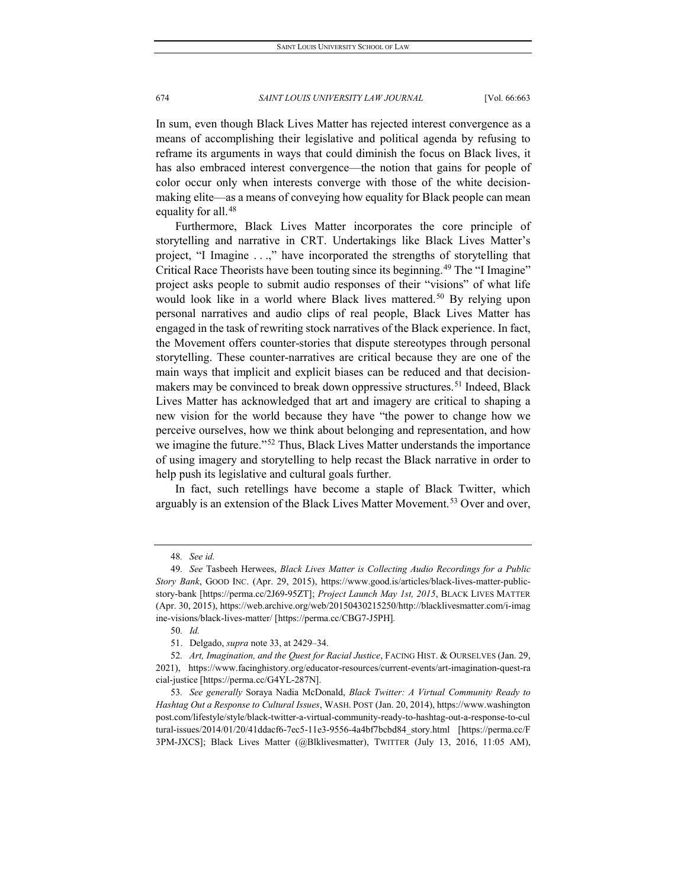In sum, even though Black Lives Matter has rejected interest convergence as a means of accomplishing their legislative and political agenda by refusing to reframe its arguments in ways that could diminish the focus on Black lives, it has also embraced interest convergence—the notion that gains for people of color occur only when interests converge with those of the white decision-making elite—as a means of conveying how equality for Black people can mean equality for all.[48]

Furthermore, Black Lives Matter incorporates the core principle of storytelling and narrative in CRT. Undertakings like Black Lives Matter's project, "I Imagine . . .," have incorporated the strengths of storytelling that Critical Race Theorists have been touting since its beginning.[49] The "I Imagine" project asks people to submit audio responses of their "visions" of what life would look like in a world where Black lives mattered.[50] By relying upon personal narratives and audio clips of real people, Black Lives Matter has engaged in the task of rewriting stock narratives of the Black experience. In fact, the Movement offers counter-stories that dispute stereotypes through personal storytelling. These counter-narratives are critical because they are one of the main ways that implicit and explicit biases can be reduced and that decision-makers may be convinced to break down oppressive structures.[51] Indeed, Black Lives Matter has acknowledged that art and imagery are critical to shaping a new vision for the world because they have "the power to change how we perceive ourselves, how we think about belonging and representation, and how we imagine the future."[52] Thus, Black Lives Matter understands the importance of using imagery and storytelling to help recast the Black narrative in order to help push its legislative and cultural goals further.

In fact, such retellings have become a staple of Black Twitter, which arguably is an extension of the Black Lives Matter Movement.[53] Over and over,

---

48. *See id.*

49. *See* Tasbeeh Herwees, *Black Lives Matter is Collecting Audio Recordings for a Public Story Bank*, GOOD INC. (Apr. 29, 2015), https://www.good.is/articles/black-lives-matter-public-story-bank [https://perma.cc/2J69-95ZT]; *Project Launch May 1st, 2015*, BLACK LIVES MATTER (Apr. 30, 2015), https://web.archive.org/web/20150430215250/http://blacklivesmatter.com/i-imagine-visions/black-lives-matter/ [https://perma.cc/CBG7-J5PH].

50. *Id.*

51. Delgado, *supra* note 33, at 2429–34.

52. *Art, Imagination, and the Quest for Racial Justice*, FACING HIST. & OURSELVES (Jan. 29, 2021), https://www.facinghistory.org/educator-resources/current-events/art-imagination-quest-racial-justice [https://perma.cc/G4YL-287N].

53. *See generally* Soraya Nadia McDonald, *Black Twitter: A Virtual Community Ready to Hashtag Out a Response to Cultural Issues*, WASH. POST (Jan. 20, 2014), https://www.washingtonpost.com/lifestyle/style/black-twitter-a-virtual-community-ready-to-hashtag-out-a-response-to-cultural-issues/2014/01/20/41ddacf6-7ec5-11e3-9556-4a4bf7bcbd84_story.html [https://perma.cc/F3PM-JXCS]; Black Lives Matter (@Blklivesmatter), TWITTER (July 13, 2016, 11:05 AM),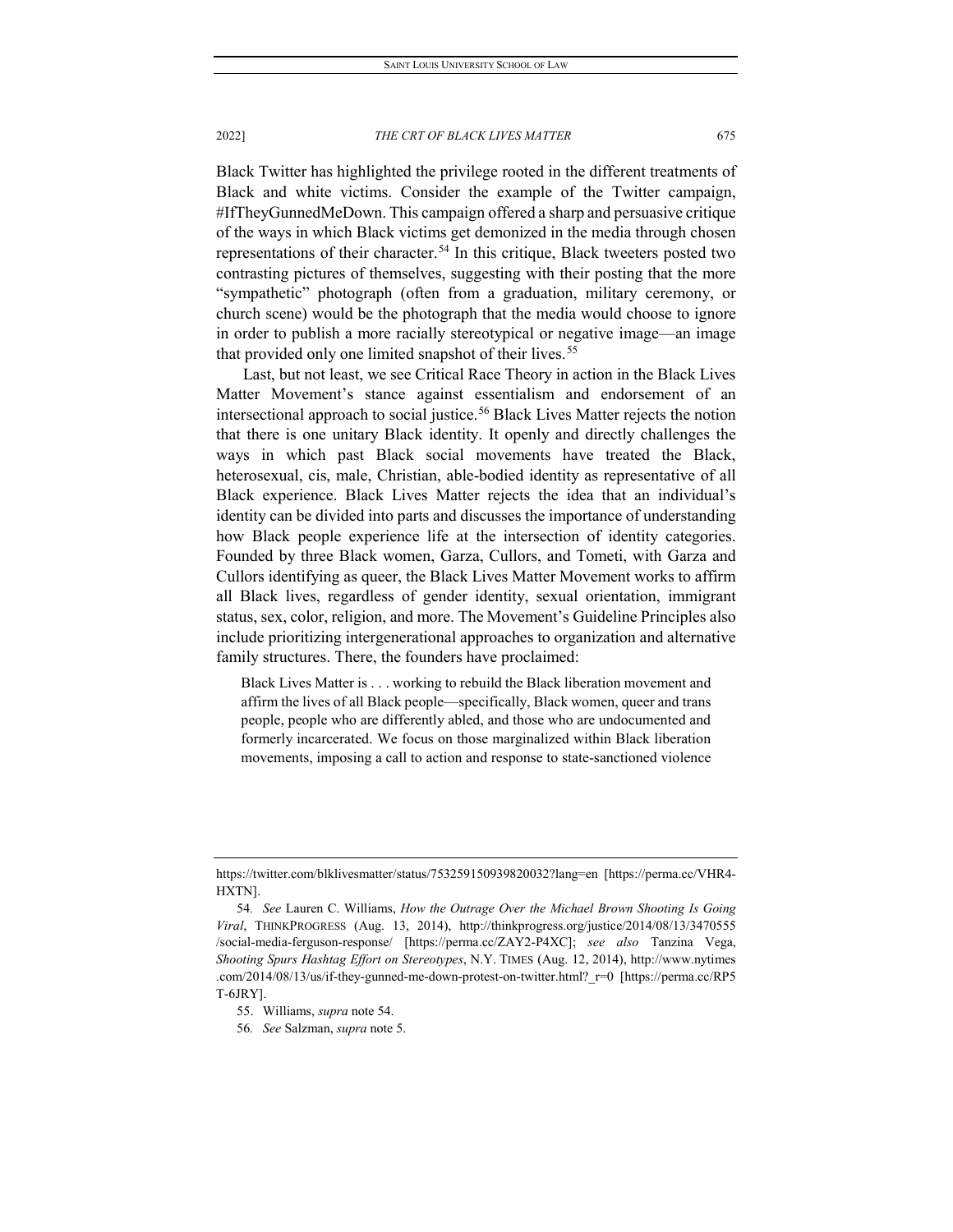Black Twitter has highlighted the privilege rooted in the different treatments of Black and white victims. Consider the example of the Twitter campaign, #IfTheyGunnedMeDown. This campaign offered a sharp and persuasive critique of the ways in which Black victims get demonized in the media through chosen representations of their character.[54] In this critique, Black tweeters posted two contrasting pictures of themselves, suggesting with their posting that the more "sympathetic" photograph (often from a graduation, military ceremony, or church scene) would be the photograph that the media would choose to ignore in order to publish a more racially stereotypical or negative image—an image that provided only one limited snapshot of their lives.[55]

Last, but not least, we see Critical Race Theory in action in the Black Lives Matter Movement's stance against essentialism and endorsement of an intersectional approach to social justice.[56] Black Lives Matter rejects the notion that there is one unitary Black identity. It openly and directly challenges the ways in which past Black social movements have treated the Black, heterosexual, cis, male, Christian, able-bodied identity as representative of all Black experience. Black Lives Matter rejects the idea that an individual's identity can be divided into parts and discusses the importance of understanding how Black people experience life at the intersection of identity categories. Founded by three Black women, Garza, Cullors, and Tometi, with Garza and Cullors identifying as queer, the Black Lives Matter Movement works to affirm all Black lives, regardless of gender identity, sexual orientation, immigrant status, sex, color, religion, and more. The Movement's Guideline Principles also include prioritizing intergenerational approaches to organization and alternative family structures. There, the founders have proclaimed:

> Black Lives Matter is . . . working to rebuild the Black liberation movement and affirm the lives of all Black people—specifically, Black women, queer and trans people, people who are differently abled, and those who are undocumented and formerly incarcerated. We focus on those marginalized within Black liberation movements, imposing a call to action and response to state-sanctioned violence

---

https://twitter.com/blklivesmatter/status/753259150939820032?lang=en [https://perma.cc/VHR4-HXTN].

54. *See* Lauren C. Williams, *How the Outrage Over the Michael Brown Shooting Is Going Viral*, THINKPROGRESS (Aug. 13, 2014), http://thinkprogress.org/justice/2014/08/13/3470555/social-media-ferguson-response/ [https://perma.cc/ZAY2-P4XC]; *see also* Tanzina Vega, *Shooting Spurs Hashtag Effort on Stereotypes*, N.Y. TIMES (Aug. 12, 2014), http://www.nytimes.com/2014/08/13/us/if-they-gunned-me-down-protest-on-twitter.html?_r=0 [https://perma.cc/RP5T-6JRY].

55. Williams, *supra* note 54.

56. *See* Salzman, *supra* note 5.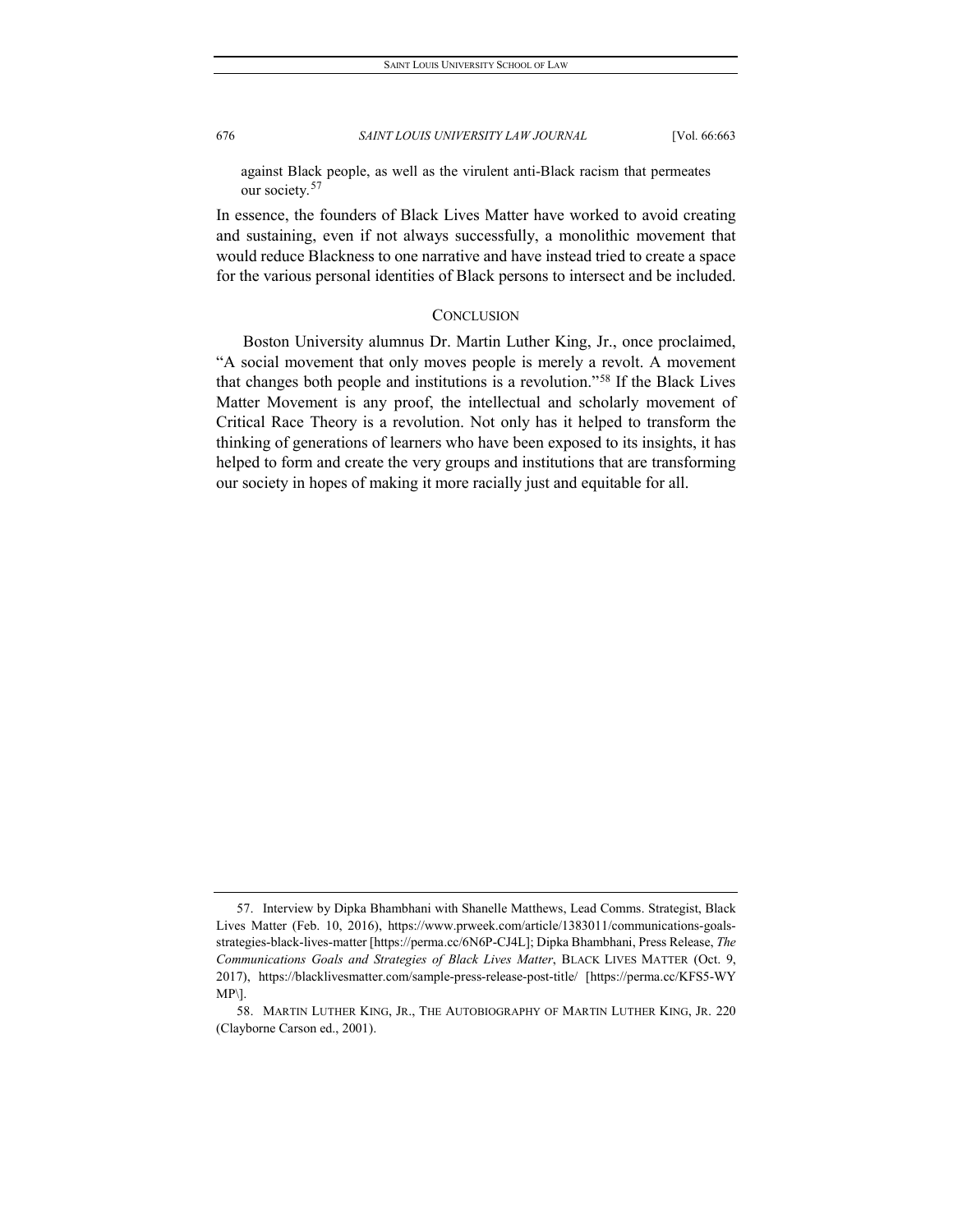against Black people, as well as the virulent anti-Black racism that permeates our society.[57]

In essence, the founders of Black Lives Matter have worked to avoid creating and sustaining, even if not always successfully, a monolithic movement that would reduce Blackness to one narrative and have instead tried to create a space for the various personal identities of Black persons to intersect and be included.

## CONCLUSION

Boston University alumnus Dr. Martin Luther King, Jr., once proclaimed, "A social movement that only moves people is merely a revolt. A movement that changes both people and institutions is a revolution."[58] If the Black Lives Matter Movement is any proof, the intellectual and scholarly movement of Critical Race Theory is a revolution. Not only has it helped to transform the thinking of generations of learners who have been exposed to its insights, it has helped to form and create the very groups and institutions that are transforming our society in hopes of making it more racially just and equitable for all.

---

57. Interview by Dipka Bhambhani with Shanelle Matthews, Lead Comms. Strategist, Black Lives Matter (Feb. 10, 2016), https://www.prweek.com/article/1383011/communications-goals-strategies-black-lives-matter [https://perma.cc/6N6P-CJ4L]; Dipka Bhambhani, Press Release, *The Communications Goals and Strategies of Black Lives Matter*, BLACK LIVES MATTER (Oct. 9, 2017), https://blacklivesmatter.com/sample-press-release-post-title/ [https://perma.cc/KFS5-WYMP\].

58. MARTIN LUTHER KING, JR., THE AUTOBIOGRAPHY OF MARTIN LUTHER KING, JR. 220 (Clayborne Carson ed., 2001).